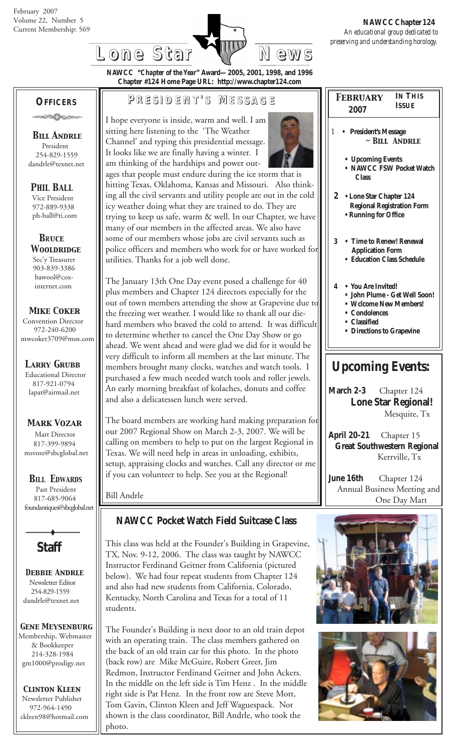February 2007
Volume 22, Number 5
Current Membership: 569

# Lone Star News

**NAWCC Chapter 124**
*An educational group dedicated to preserving and understanding horology.*

**NAWCC "Chapter of the Year" Award—2005, 2001, 1998, and 1996**
**Chapter #124 Home Page URL: http://www.chapter124.com**

## OFFICERS

**BILL ANDRLE**
President
254-829-1559
dandrle@texnet.net

**PHIL BALL**
Vice President
972-889-9338
ph-ball@ti.com

**BRUCE WOOLDRIDGE**
Sec'y Treasurer
903-839-3386
bawool@cox-internet.com

**MIKE COKER**
Convention Director
972-240-6200
mwcoker3709@msn.com

**LARRY GRUBB**
Educational Director
817-921-0794
lapat@airmail.net

**MARK VOZAR**
Mart Director
817-399-9894
msvoze@sbcglobal.net

**BILL EDWARDS**
Past President
817-685-9064
foundantiques@sbcglobal.net

## Staff

**DEBBIE ANDRLE**
Newsletter Editor
254-829-1559
dandrle@texnet.net

**GENE MEYSENBURG**
Membership, Webmaster & Bookkeeper
214-328-1984
gm1000@prodigy.net

**CLINTON KLEEN**
Newsletter Publisher
972-964-1490
ckleen98@hotmail.com

## PRESIDENT'S MESSAGE

I hope everyone is inside, warm and well. I am sitting here listening to the 'The Weather Channel' and typing this presidential message. It looks like we are finally having a winter. I am thinking of the hardships and power outages that people must endure during the ice storm that is hitting Texas, Oklahoma, Kansas and Missouri. Also thinking all the civil servants and utility people are out in the cold icy weather doing what they are trained to do. They are trying to keep us safe, warm & well. In our Chapter, we have many of our members in the affected areas. We also have some of our members whose jobs are civil servants such as police officers and members who work for or have worked for utilities. Thanks for a job well done.

The January 13th One Day event posed a challenge for 40 plus members and Chapter 124 directors especially for the out of town members attending the show at Grapevine due to the freezing wet weather. I would like to thank all our die-hard members who braved the cold to attend. It was difficult to determine whether to cancel the One Day Show or go ahead. We went ahead and were glad we did for it would be very difficult to inform all members at the last minute. The members brought many clocks, watches and watch tools. I purchased a few much needed watch tools and roller jewels. An early morning breakfast of kolaches, donuts and coffee and also a delicatessen lunch were served.

The board members are working hard making preparation for our 2007 Regional Show on March 2-3, 2007. We will be calling on members to help to put on the largest Regional in Texas. We will need help in areas in unloading, exhibits, setup, appraising clocks and watches. Call any director or me if you can volunteer to help. See you at the Regional!

Bill Andrle

## FEBRUARY 2007 — IN THIS ISSUE

1
- **President's Message** ~ BILL ANDRLE
- **Upcoming Events**
- **NAWCC FSW Pocket Watch Class**

2
- **Lone Star Chapter 124 Regional Registration Form**
- **Running for Office**

3
- **Time to Renew! Renewal Application Form**
- **Education Class Schedule**

4
- **You Are Invited!**
- **John Plume - Get Well Soon!**
- **Wclcome New Members!**
- **Condolences**
- **Classified**
- **Directions to Grapevine**

## Upcoming Events:

**March 2-3** Chapter 124 **Lone Star Regional!** Mesquite, Tx

**April 20-21** Chapter 15 **Great Southwestern Regional** Kerrville, Tx

**June 16th** Chapter 124 Annual Business Meeting and One Day Mart

## NAWCC Pocket Watch Field Suitcase Class

This class was held at the Founder's Building in Grapevine, TX, Nov. 9-12, 2006. The class was taught by NAWCC Instructor Ferdinand Geitner from California (pictured below). We had four repeat students from Chapter 124 and also had new students from California, Colorado, Kentucky, North Carolina and Texas for a total of 11 students.

The Founder's Building is next door to an old train depot with an operating train. The class members gathered on the back of an old train car for this photo. In the photo (back row) are Mike McGuire, Robert Greer, Jim Redmon, Instructor Ferdinand Geitner and John Ackers. In the middle on the left side is Tim Henz . In the middle right side is Pat Henz. In the front row are Steve Mott, Tom Gavin, Clinton Kleen and Jeff Waguespack. Not shown is the class coordinator, Bill Andrle, who took the photo.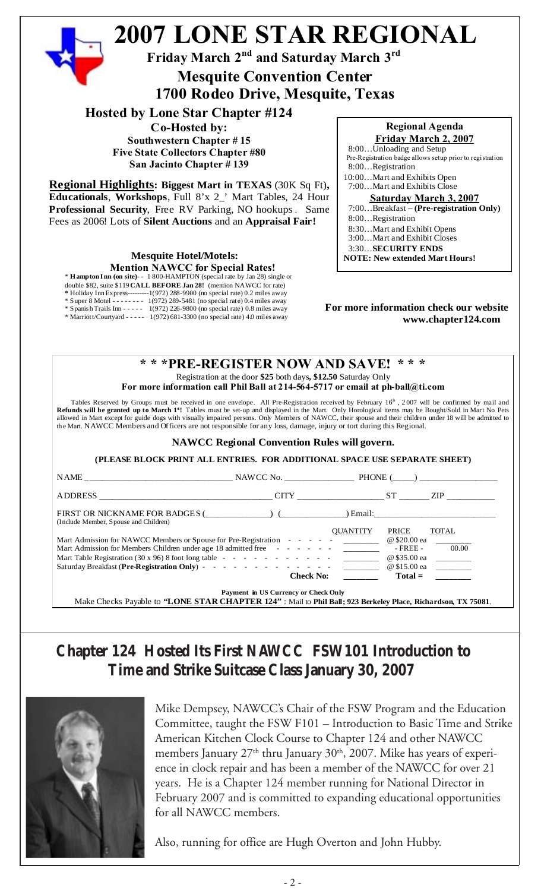# 2007 LONE STAR REGIONAL

**Friday March 2nd and Saturday March 3rd**

**Mesquite Convention Center**

**1700 Rodeo Drive, Mesquite, Texas**

**Hosted by Lone Star Chapter #124**

**Co-Hosted by:**

**Southwestern Chapter # 15**
**Five State Collectors Chapter #80**
**San Jacinto Chapter # 139**

**Regional Highlights: Biggest Mart in TEXAS** (30K Sq Ft)**, Educationals**, **Workshops**, Full 8'x 2_' Mart Tables, 24 Hour **Professional Security**, Free RV Parking, NO hookups. Same Fees as 2006! Lots of **Silent Auctions** and an **Appraisal Fair!**

**Mesquite Hotel/Motels:**
**Mention NAWCC for Special Rates!**

* **Hampton Inn (on site)**- - 1 800-HAMPTON (special rate by Jan 28) single or double $82, suite $119 **CALL BEFORE Jan 28!** (mention NAWCC for rate)
* Holiday Inn Express---------1(972) 288-9900 (no special rate) 0.2 miles away
* Super 8 Motel - - - - - - - - 1(972) 289-5481 (no special rate) 0.4 miles away
* Spanish Trails Inn - - - - - 1(972) 226-9800 (no special rate) 0.8 miles away
* Marriott/Courtyard - - - - - 1(972) 681-3300 (no special rate) 4.0 miles away

**Regional Agenda**

**Friday March 2, 2007**

8:00…Unloading and Setup
Pre-Registration badge allows setup prior to registration
8:00…Registration
10:00…Mart and Exhibits Open
7:00…Mart and Exhibits Close

**Saturday March 3, 2007**

7:00…Breakfast – **(Pre-registration Only)**
8:00…Registration
8:30…Mart and Exhibit Opens
3:00…Mart and Exhibit Closes
3:30…**SECURITY ENDS**

**NOTE: New extended Mart Hours!**

**For more information check our website www.chapter124.com**

## * * *PRE-REGISTER NOW AND SAVE! * * *

Registration at the door **$25** both days**, $12.50** Saturday Only

**For more information call Phil Ball at 214-564-5717 or email at ph-ball@ti.com**

Tables Reserved by Groups must be received in one envelope. All Pre-Registration received by February 16th, 2007 will be confirmed by mail and **Refunds will be granted up to March 1st!** Tables must be set-up and displayed in the Mart. Only Horological items may be Bought/Sold in Mart No Pets allowed in Mart except for guide dogs with visually impaired persons. Only Members of NAWCC, their spouse and their children under 18 will be admitted to the Mart. NAWCC Members and Officers are not responsible for any loss, damage, injury or tort during this Regional.

**NAWCC Regional Convention Rules will govern.**

**(PLEASE BLOCK PRINT ALL ENTRIES. FOR ADDITIONAL SPACE USE SEPARATE SHEET)**

NAME ______________________________ NAWCC No. _______________ PHONE (_____) _________________

ADDRESS ____________________________________ CITY ___________________ ST _______ ZIP ___________

FIRST OR NICKNAME FOR BADGES (______________) (______________) Email:___________________________
(Include Member, Spouse and Children)

| | QUANTITY | PRICE | TOTAL |
|---|---|---|---|
| Mart Admission for NAWCC Members or Spouse for Pre-Registration | ________ | @ $20.00 ea | ________ |
| Mart Admission for Members Children under age 18 admitted free | ________ | - FREE - | 00.00 |
| Mart Table Registration (30 x 96) 8 foot long table | ________ | @ $35.00 ea | ________ |
| Saturday Breakfast (**Pre-Registration Only**) | ________ | @ $15.00 ea | ________ |
| **Check No:** | ________ | **Total =** | ________ |

**Payment in US Currency or Check Only**

Make Checks Payable to **"LONE STAR CHAPTER 124"** : Mail to **Phil Ball; 923 Berkeley Place, Richardson, TX 75081**.

## Chapter 124 Hosted Its First NAWCC FSW101 Introduction to Time and Strike Suitcase Class January 30, 2007

Mike Dempsey, NAWCC's Chair of the FSW Program and the Education Committee, taught the FSW F101 – Introduction to Basic Time and Strike American Kitchen Clock Course to Chapter 124 and other NAWCC members January 27th thru January 30th, 2007. Mike has years of experience in clock repair and has been a member of the NAWCC for over 21 years. He is a Chapter 124 member running for National Director in February 2007 and is committed to expanding educational opportunities for all NAWCC members.

Also, running for office are Hugh Overton and John Hubby.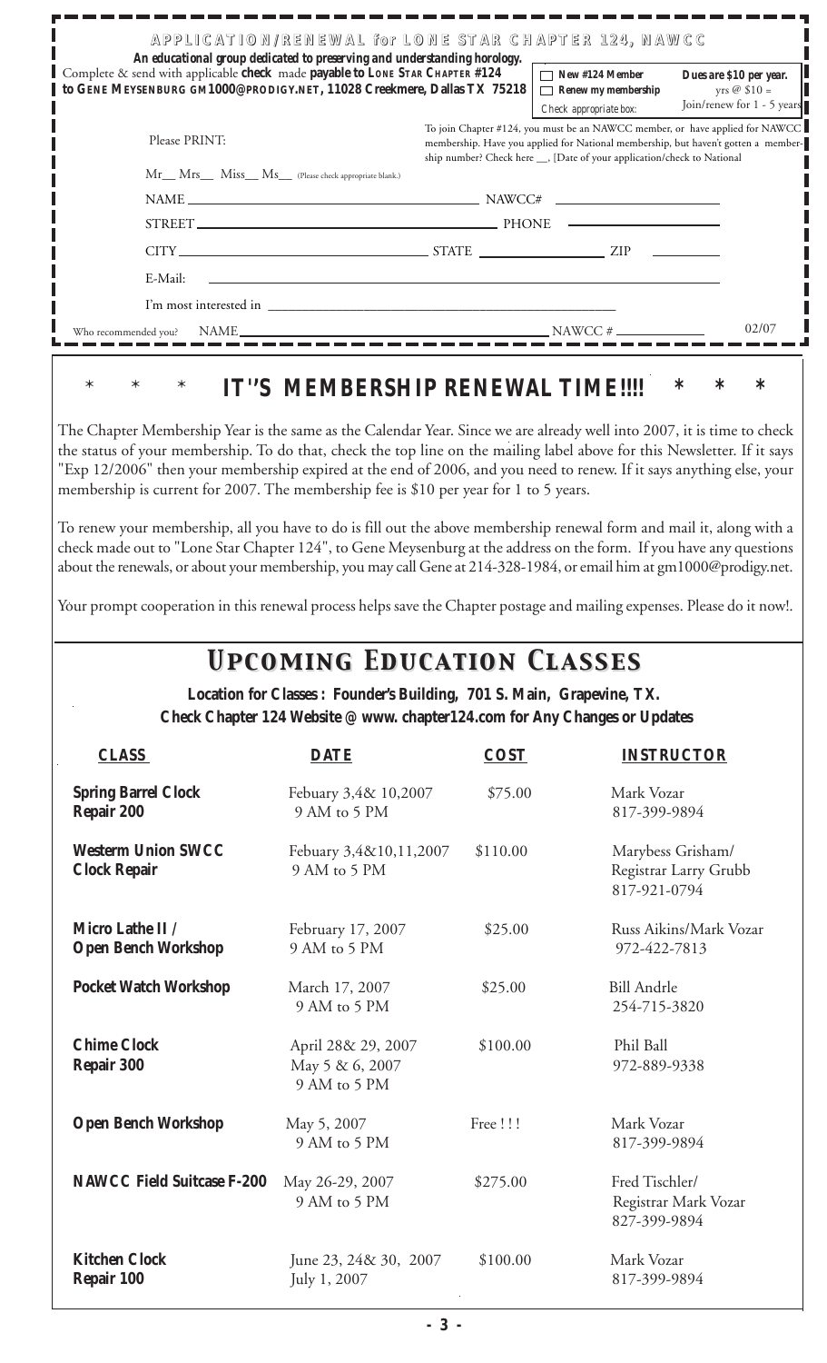**APPLICATION/RENEWAL for LONE STAR CHAPTER 124, NAWCC**

**An educational group dedicated to preserving and understanding horology.**

Complete & send with applicable **check** made **payable to LONE STAR CHAPTER #124 to GENE MEYSENBURG GM1000@PRODIGY.NET, 11028 Creekmere, Dallas TX 75218**

☐ **New #124 Member**
☐ **Renew my membership**
*Check appropriate box:*

**Dues are $10 per year.**
yrs @ $10 =
Join/renew for 1 - 5 years

Please PRINT:

To join Chapter #124, you must be an NAWCC member, or have applied for NAWCC membership. Have you applied for National membership, but haven't gotten a membership number? Check here __, [Date of your application/check to National

Mr__ Mrs__ Miss__ Ms__ (Please check appropriate blank.)

NAME ______________________ NAWCC# ____________

STREET ______________________ PHONE ____________

CITY ______________ STATE ____________ ZIP ________

E-Mail: ______________________

I'm most interested in ______________________

Who recommended you? NAME ______________________ NAWCC # ____________ 02/07

## * * * IT''S MEMBERSHIP RENEWAL TIME!!!! * * *

The Chapter Membership Year is the same as the Calendar Year. Since we are already well into 2007, it is time to check the status of your membership. To do that, check the top line on the mailing label above for this Newsletter. If it says "Exp 12/2006" then your membership expired at the end of 2006, and you need to renew. If it says anything else, your membership is current for 2007. The membership fee is $10 per year for 1 to 5 years.

To renew your membership, all you have to do is fill out the above membership renewal form and mail it, along with a check made out to "Lone Star Chapter 124", to Gene Meysenburg at the address on the form. If you have any questions about the renewals, or about your membership, you may call Gene at 214-328-1984, or email him at gm1000@prodigy.net.

Your prompt cooperation in this renewal process helps save the Chapter postage and mailing expenses. Please do it now!.

# *UPCOMING EDUCATION CLASSES*

**Location for Classes : Founder's Building, 701 S. Main, Grapevine, TX.**
**Check Chapter 124 Website @ www. chapter124.com for Any Changes or Updates**

| CLASS | DATE | COST | INSTRUCTOR |
|---|---|---|---|
| **Spring Barrel Clock Repair 200** | Febuary 3,4& 10,2007<br>9 AM to 5 PM | $75.00 | Mark Vozar<br>817-399-9894 |
| **Westerm Union SWCC Clock Repair** | Febuary 3,4&10,11,2007<br>9 AM to 5 PM | $110.00 | Marybess Grisham/<br>Registrar Larry Grubb<br>817-921-0794 |
| **Micro Lathe II / Open Bench Workshop** | February 17, 2007<br>9 AM to 5 PM | $25.00 | Russ Aikins/Mark Vozar<br>972-422-7813 |
| **Pocket Watch Workshop** | March 17, 2007<br>9 AM to 5 PM | $25.00 | Bill Andrle<br>254-715-3820 |
| **Chime Clock Repair 300** | April 28& 29, 2007<br>May 5 & 6, 2007<br>9 AM to 5 PM | $100.00 | Phil Ball<br>972-889-9338 |
| **Open Bench Workshop** | May 5, 2007<br>9 AM to 5 PM | Free !!! | Mark Vozar<br>817-399-9894 |
| **NAWCC Field Suitcase F-200** | May 26-29, 2007<br>9 AM to 5 PM | $275.00 | Fred Tischler/<br>Registrar Mark Vozar<br>827-399-9894 |
| **Kitchen Clock Repair 100** | June 23, 24& 30, 2007<br>July 1, 2007 | $100.00 | Mark Vozar<br>817-399-9894 |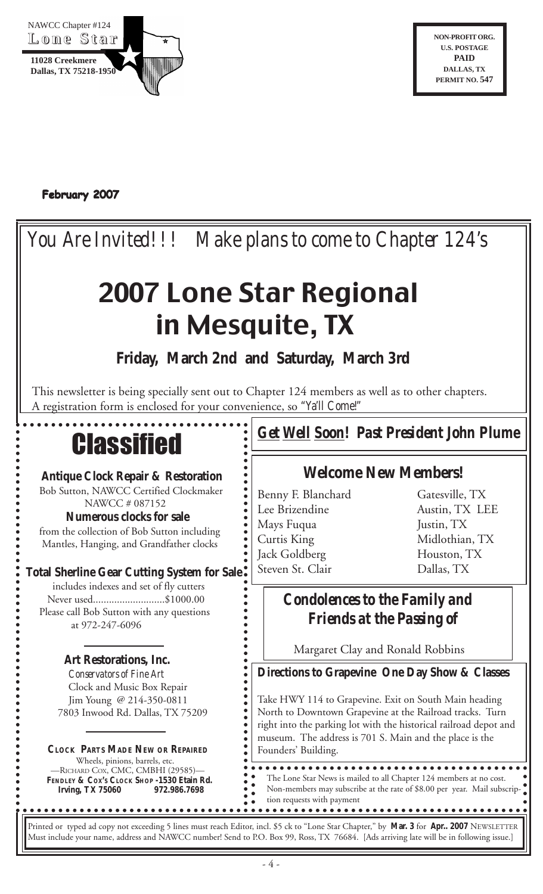NAWCC Chapter #124
Lone Star
11028 Creekmere
Dallas, TX 75218-1950

NON-PROFIT ORG.
U.S. POSTAGE
PAID
DALLAS, TX
PERMIT NO. 547

**February 2007**

*You Are Invited!!! Make plans to come to Chapter 124's*

# 2007 Lone Star Regional in Mesquite, TX

**Friday, March 2nd and Saturday, March 3rd**

This newsletter is being specially sent out to Chapter 124 members as well as to other chapters. A registration form is enclosed for your convenience, so *"Ya'll Come!"*

## Classified

**Antique Clock Repair & Restoration**
Bob Sutton, NAWCC Certified Clockmaker
NAWCC # 087152
**Numerous clocks for sale**
from the collection of Bob Sutton including Mantles, Hanging, and Grandfather clocks

**Total Sherline Gear Cutting System for Sale**
includes indexes and set of fly cutters
Never used...........................$1000.00
Please call Bob Sutton with any questions at 972-247-6096

**Art Restorations, Inc.**
*Conservators of Fine Art*
Clock and Music Box Repair
Jim Young @ 214-350-0811
7803 Inwood Rd. Dallas, TX 75209

**CLOCK PARTS MADE NEW OR REPAIRED**
Wheels, pinions, barrels, etc.
—RICHARD COX, CMC, CMBHI (29585)—
**FENDLEY & COX'S CLOCK SHOP -1530 Etain Rd.**
**Irving, TX 75060 972.986.7698**

## *Get Well Soon! Past President John Plume*

## Welcome New Members!

| | |
|---|---|
| Benny F. Blanchard | Gatesville, TX |
| Lee Brizendine | Austin, TX LEE |
| Mays Fuqua | Justin, TX |
| Curtis King | Midlothian, TX |
| Jack Goldberg | Houston, TX |
| Steven St. Clair | Dallas, TX |

## *Condolences to the Family and Friends at the Passing of*

Margaret Clay and Ronald Robbins

**Directions to Grapevine One Day Show & Classes**

Take HWY 114 to Grapevine. Exit on South Main heading North to Downtown Grapevine at the Railroad tracks. Turn right into the parking lot with the historical railroad depot and museum. The address is 701 S. Main and the place is the Founders' Building.

The Lone Star News is mailed to all Chapter 124 members at no cost. Non-members may subscribe at the rate of $8.00 per year. Mail subscription requests with payment

Printed or typed ad copy not exceeding 5 lines must reach Editor, incl. $5 ck to "Lone Star Chapter," by **Mar. 3** for **Apr.. 2007** NEWSLETTER Must include your name, address and NAWCC number! Send to P.O. Box 99, Ross, TX 76684. [Ads arriving late will be in following issue.]